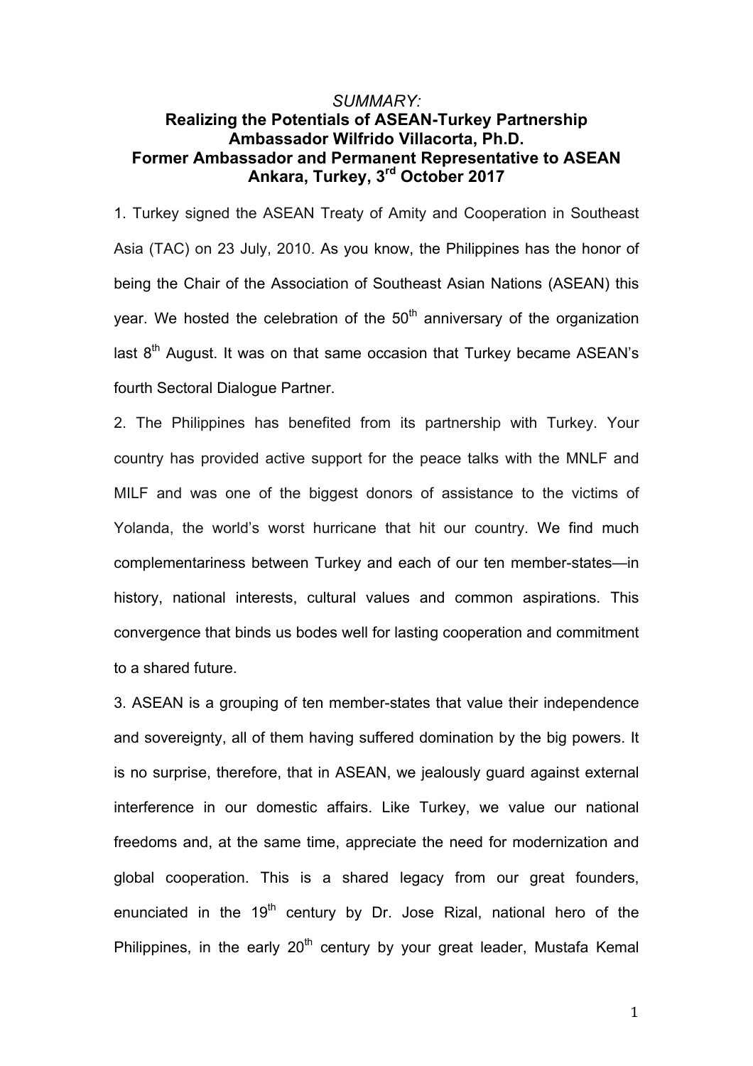*SUMMARY:*

# Realizing the Potentials of ASEAN-Turkey Partnership

**Ambassador Wilfrido Villacorta, Ph.D.**
**Former Ambassador and Permanent Representative to ASEAN**
**Ankara, Turkey, 3rd October 2017**

1. Turkey signed the ASEAN Treaty of Amity and Cooperation in Southeast Asia (TAC) on 23 July, 2010. As you know, the Philippines has the honor of being the Chair of the Association of Southeast Asian Nations (ASEAN) this year. We hosted the celebration of the 50th anniversary of the organization last 8th August. It was on that same occasion that Turkey became ASEAN's fourth Sectoral Dialogue Partner.

2. The Philippines has benefited from its partnership with Turkey. Your country has provided active support for the peace talks with the MNLF and MILF and was one of the biggest donors of assistance to the victims of Yolanda, the world's worst hurricane that hit our country. We find much complementariness between Turkey and each of our ten member-states—in history, national interests, cultural values and common aspirations. This convergence that binds us bodes well for lasting cooperation and commitment to a shared future.

3. ASEAN is a grouping of ten member-states that value their independence and sovereignty, all of them having suffered domination by the big powers. It is no surprise, therefore, that in ASEAN, we jealously guard against external interference in our domestic affairs. Like Turkey, we value our national freedoms and, at the same time, appreciate the need for modernization and global cooperation. This is a shared legacy from our great founders, enunciated in the 19th century by Dr. Jose Rizal, national hero of the Philippines, in the early 20th century by your great leader, Mustafa Kemal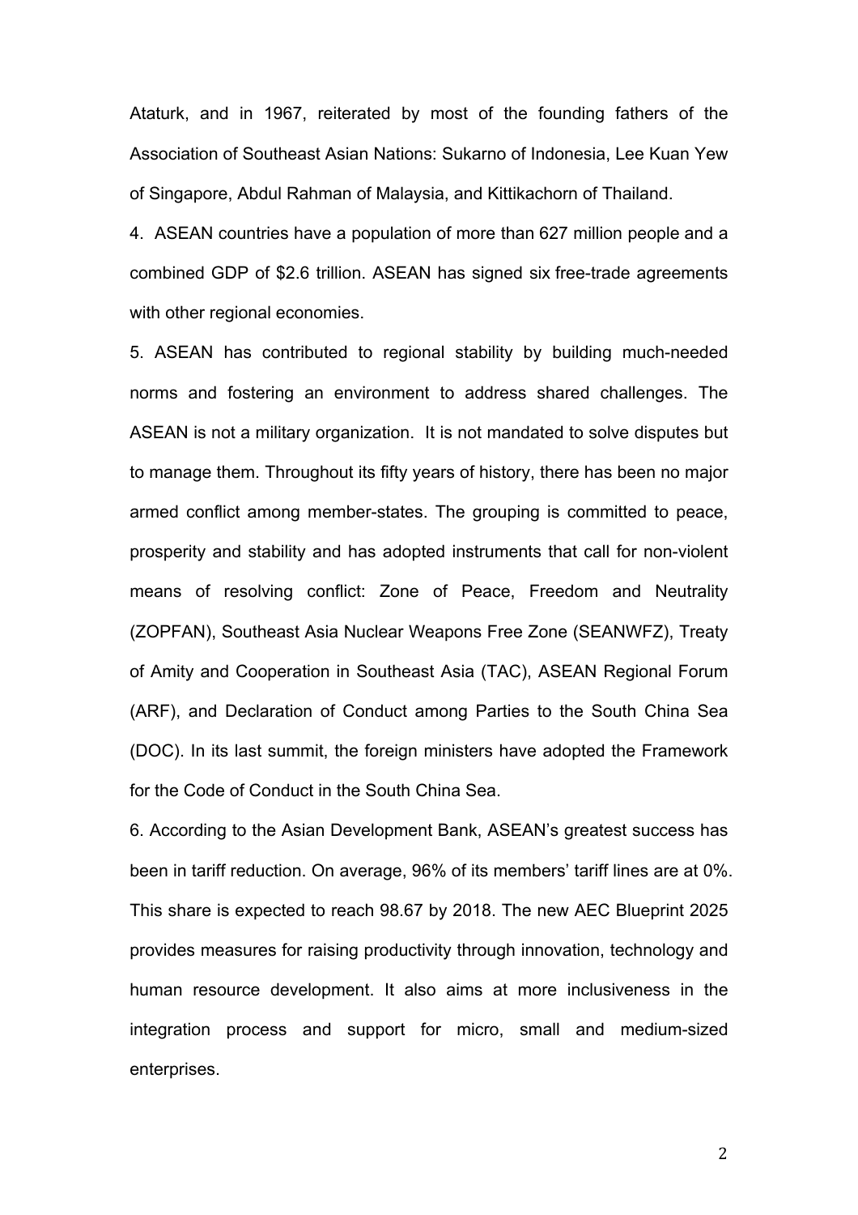Ataturk, and in 1967, reiterated by most of the founding fathers of the Association of Southeast Asian Nations: Sukarno of Indonesia, Lee Kuan Yew of Singapore, Abdul Rahman of Malaysia, and Kittikachorn of Thailand.

4. ASEAN countries have a population of more than 627 million people and a combined GDP of $2.6 trillion. ASEAN has signed six free-trade agreements with other regional economies.

5. ASEAN has contributed to regional stability by building much-needed norms and fostering an environment to address shared challenges. The ASEAN is not a military organization. It is not mandated to solve disputes but to manage them. Throughout its fifty years of history, there has been no major armed conflict among member-states. The grouping is committed to peace, prosperity and stability and has adopted instruments that call for non-violent means of resolving conflict: Zone of Peace, Freedom and Neutrality (ZOPFAN), Southeast Asia Nuclear Weapons Free Zone (SEANWFZ), Treaty of Amity and Cooperation in Southeast Asia (TAC), ASEAN Regional Forum (ARF), and Declaration of Conduct among Parties to the South China Sea (DOC). In its last summit, the foreign ministers have adopted the Framework for the Code of Conduct in the South China Sea.

6. According to the Asian Development Bank, ASEAN's greatest success has been in tariff reduction. On average, 96% of its members' tariff lines are at 0%. This share is expected to reach 98.67 by 2018. The new AEC Blueprint 2025 provides measures for raising productivity through innovation, technology and human resource development. It also aims at more inclusiveness in the integration process and support for micro, small and medium-sized enterprises.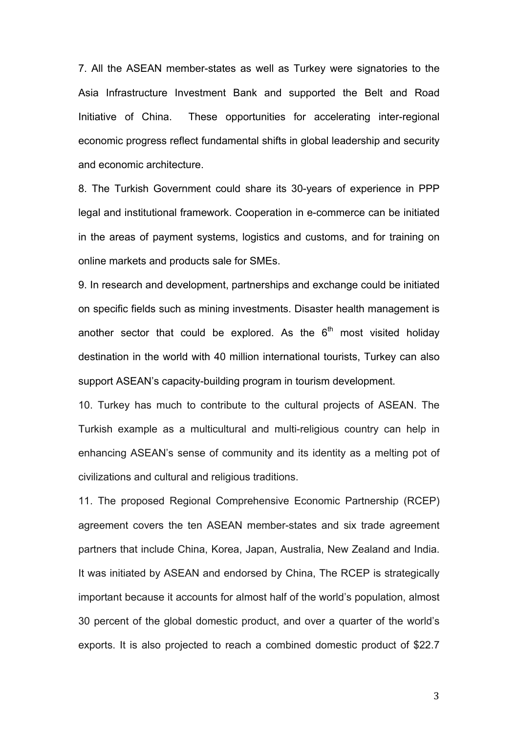7. All the ASEAN member-states as well as Turkey were signatories to the Asia Infrastructure Investment Bank and supported the Belt and Road Initiative of China. These opportunities for accelerating inter-regional economic progress reflect fundamental shifts in global leadership and security and economic architecture.

8. The Turkish Government could share its 30-years of experience in PPP legal and institutional framework. Cooperation in e-commerce can be initiated in the areas of payment systems, logistics and customs, and for training on online markets and products sale for SMEs.

9. In research and development, partnerships and exchange could be initiated on specific fields such as mining investments. Disaster health management is another sector that could be explored. As the 6th most visited holiday destination in the world with 40 million international tourists, Turkey can also support ASEAN's capacity-building program in tourism development.

10. Turkey has much to contribute to the cultural projects of ASEAN. The Turkish example as a multicultural and multi-religious country can help in enhancing ASEAN's sense of community and its identity as a melting pot of civilizations and cultural and religious traditions.

11. The proposed Regional Comprehensive Economic Partnership (RCEP) agreement covers the ten ASEAN member-states and six trade agreement partners that include China, Korea, Japan, Australia, New Zealand and India. It was initiated by ASEAN and endorsed by China, The RCEP is strategically important because it accounts for almost half of the world's population, almost 30 percent of the global domestic product, and over a quarter of the world's exports. It is also projected to reach a combined domestic product of $22.7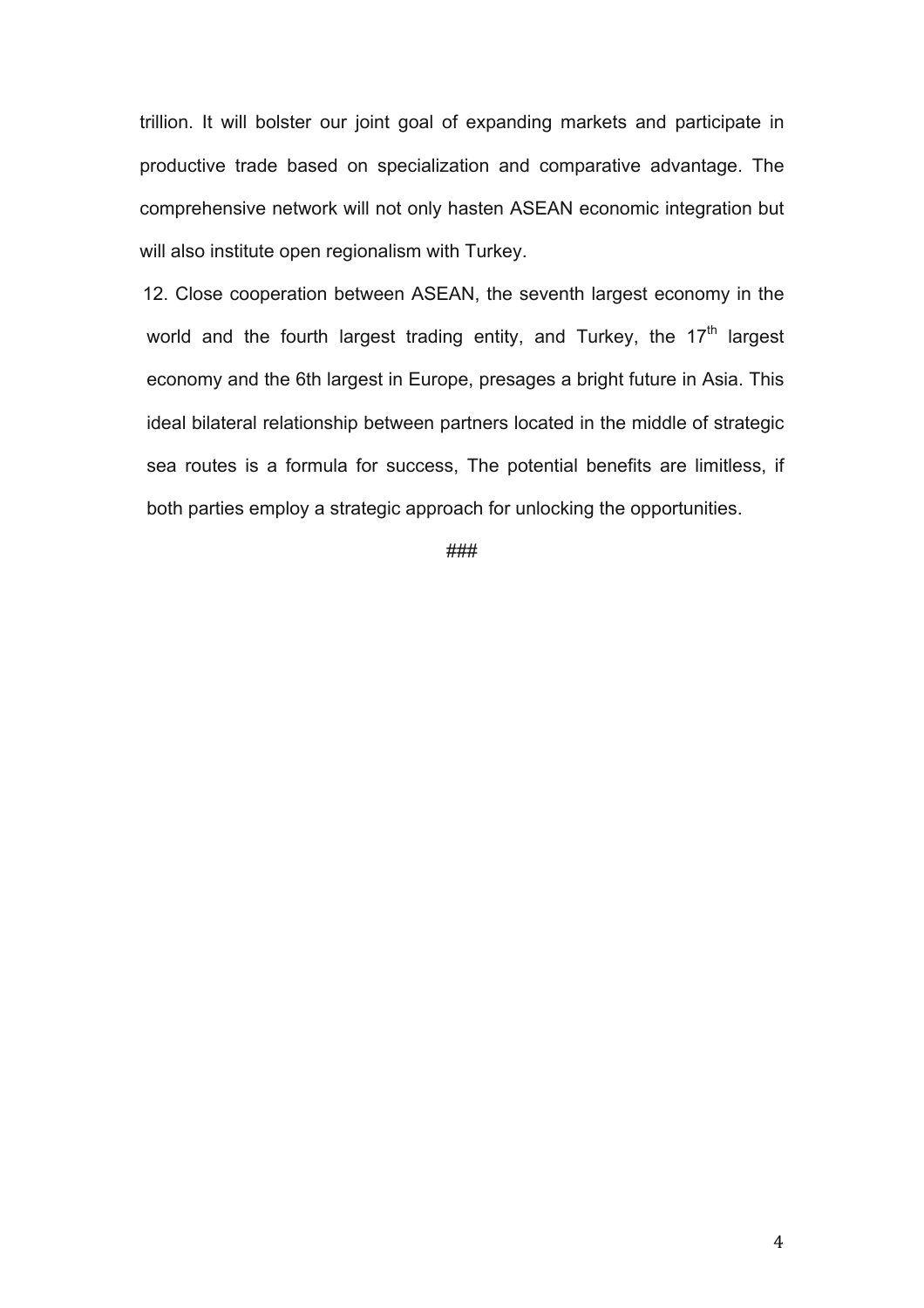trillion. It will bolster our joint goal of expanding markets and participate in productive trade based on specialization and comparative advantage. The comprehensive network will not only hasten ASEAN economic integration but will also institute open regionalism with Turkey.

12. Close cooperation between ASEAN, the seventh largest economy in the world and the fourth largest trading entity, and Turkey, the 17th largest economy and the 6th largest in Europe, presages a bright future in Asia. This ideal bilateral relationship between partners located in the middle of strategic sea routes is a formula for success, The potential benefits are limitless, if both parties employ a strategic approach for unlocking the opportunities.

###